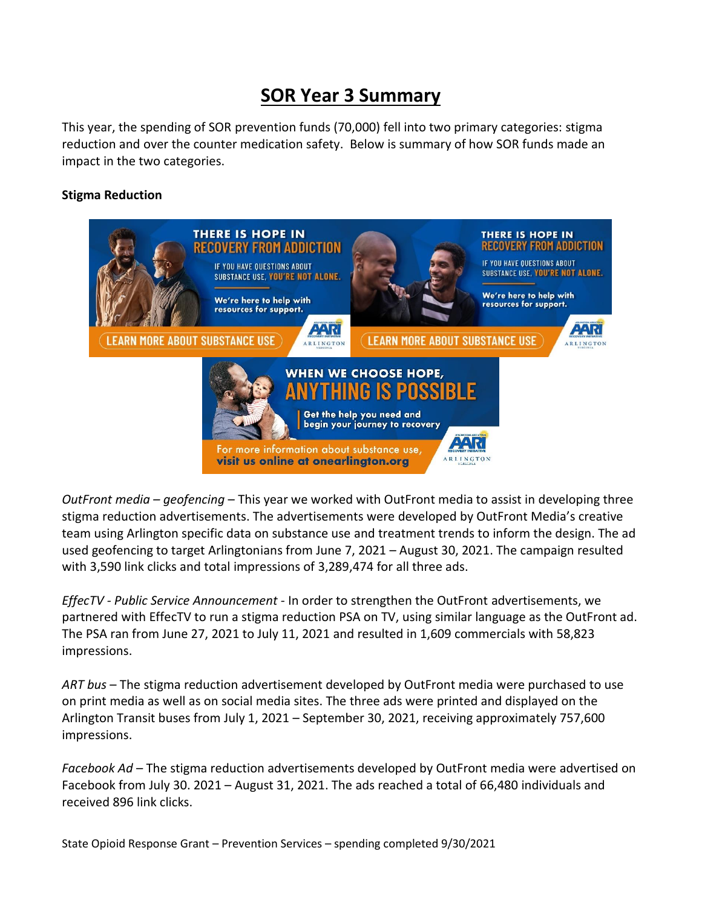# SOR Year 3 Summary

This year, the spending of SOR prevention funds (70,000) fell into two primary categories: stigma reduction and over the counter medication safety. Below is summary of how SOR funds made an impact in the two categories.

**Stigma Reduction**

*OutFront media – geofencing* – This year we worked with OutFront media to assist in developing three stigma reduction advertisements. The advertisements were developed by OutFront Media's creative team using Arlington specific data on substance use and treatment trends to inform the design. The ad used geofencing to target Arlingtonians from June 7, 2021 – August 30, 2021. The campaign resulted with 3,590 link clicks and total impressions of 3,289,474 for all three ads.

*EffecTV - Public Service Announcement* - In order to strengthen the OutFront advertisements, we partnered with EffecTV to run a stigma reduction PSA on TV, using similar language as the OutFront ad. The PSA ran from June 27, 2021 to July 11, 2021 and resulted in 1,609 commercials with 58,823 impressions.

*ART bus* – The stigma reduction advertisement developed by OutFront media were purchased to use on print media as well as on social media sites. The three ads were printed and displayed on the Arlington Transit buses from July 1, 2021 – September 30, 2021, receiving approximately 757,600 impressions.

*Facebook Ad* – The stigma reduction advertisements developed by OutFront media were advertised on Facebook from July 30. 2021 – August 31, 2021. The ads reached a total of 66,480 individuals and received 896 link clicks.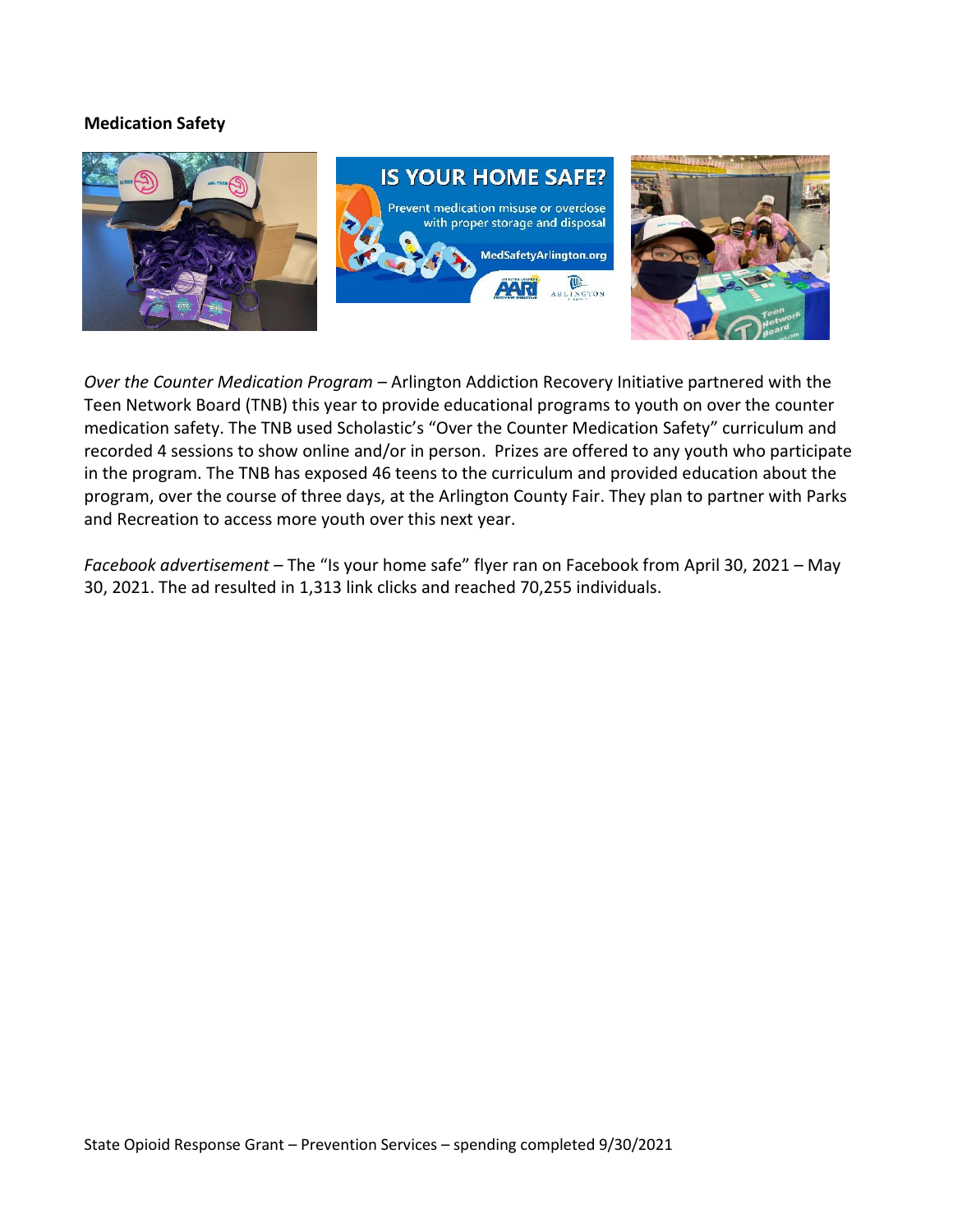**Medication Safety**

*Over the Counter Medication Program* – Arlington Addiction Recovery Initiative partnered with the Teen Network Board (TNB) this year to provide educational programs to youth on over the counter medication safety. The TNB used Scholastic's "Over the Counter Medication Safety" curriculum and recorded 4 sessions to show online and/or in person. Prizes are offered to any youth who participate in the program. The TNB has exposed 46 teens to the curriculum and provided education about the program, over the course of three days, at the Arlington County Fair. They plan to partner with Parks and Recreation to access more youth over this next year.

*Facebook advertisement* – The "Is your home safe" flyer ran on Facebook from April 30, 2021 – May 30, 2021. The ad resulted in 1,313 link clicks and reached 70,255 individuals.